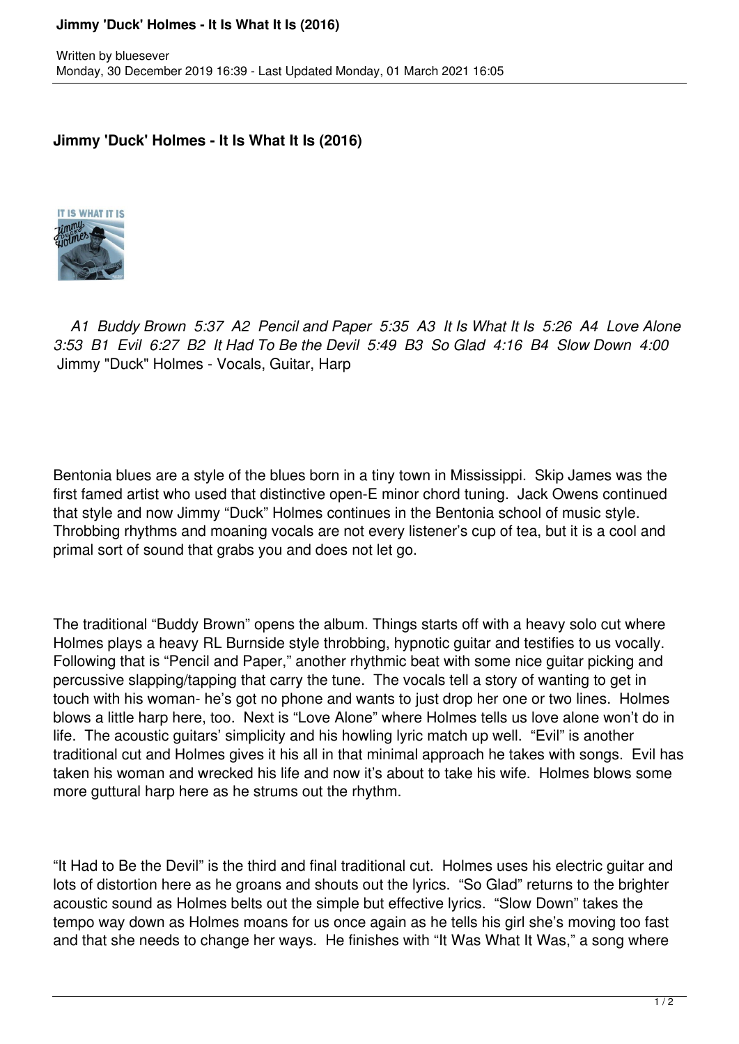# Jimmy 'Duck' Holmes - It Is What It Is (2016)

Written by bluesever
Monday, 30 December 2019 16:39 - Last Updated Monday, 01 March 2021 16:05

## Jimmy 'Duck' Holmes - It Is What It Is (2016)

*A1 Buddy Brown 5:37 A2 Pencil and Paper 5:35 A3 It Is What It Is 5:26 A4 Love Alone 3:53 B1 Evil 6:27 B2 It Had To Be the Devil 5:49 B3 So Glad 4:16 B4 Slow Down 4:00*
Jimmy "Duck" Holmes - Vocals, Guitar, Harp

Bentonia blues are a style of the blues born in a tiny town in Mississippi. Skip James was the first famed artist who used that distinctive open-E minor chord tuning. Jack Owens continued that style and now Jimmy "Duck" Holmes continues in the Bentonia school of music style. Throbbing rhythms and moaning vocals are not every listener's cup of tea, but it is a cool and primal sort of sound that grabs you and does not let go.

The traditional "Buddy Brown" opens the album. Things starts off with a heavy solo cut where Holmes plays a heavy RL Burnside style throbbing, hypnotic guitar and testifies to us vocally. Following that is "Pencil and Paper," another rhythmic beat with some nice guitar picking and percussive slapping/tapping that carry the tune. The vocals tell a story of wanting to get in touch with his woman- he's got no phone and wants to just drop her one or two lines. Holmes blows a little harp here, too. Next is "Love Alone" where Holmes tells us love alone won't do in life. The acoustic guitars' simplicity and his howling lyric match up well. "Evil" is another traditional cut and Holmes gives it his all in that minimal approach he takes with songs. Evil has taken his woman and wrecked his life and now it's about to take his wife. Holmes blows some more guttural harp here as he strums out the rhythm.

"It Had to Be the Devil" is the third and final traditional cut. Holmes uses his electric guitar and lots of distortion here as he groans and shouts out the lyrics. "So Glad" returns to the brighter acoustic sound as Holmes belts out the simple but effective lyrics. "Slow Down" takes the tempo way down as Holmes moans for us once again as he tells his girl she's moving too fast and that she needs to change her ways. He finishes with "It Was What It Was," a song where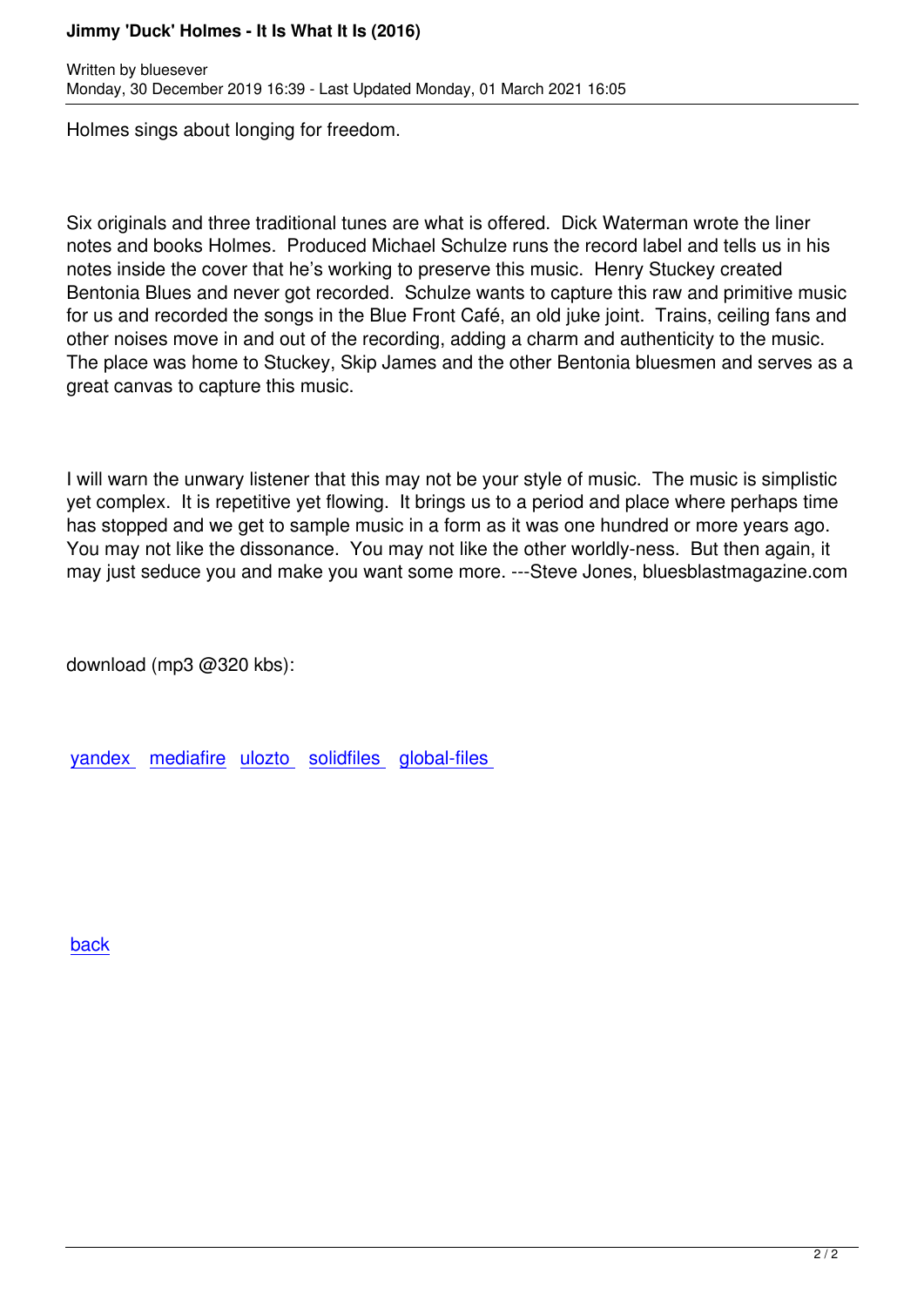Holmes sings about longing for freedom.

Six originals and three traditional tunes are what is offered. Dick Waterman wrote the liner notes and books Holmes. Produced Michael Schulze runs the record label and tells us in his notes inside the cover that he's working to preserve this music. Henry Stuckey created Bentonia Blues and never got recorded. Schulze wants to capture this raw and primitive music for us and recorded the songs in the Blue Front Café, an old juke joint. Trains, ceiling fans and other noises move in and out of the recording, adding a charm and authenticity to the music. The place was home to Stuckey, Skip James and the other Bentonia bluesmen and serves as a great canvas to capture this music.

I will warn the unwary listener that this may not be your style of music. The music is simplistic yet complex. It is repetitive yet flowing. It brings us to a period and place where perhaps time has stopped and we get to sample music in a form as it was one hundred or more years ago. You may not like the dissonance. You may not like the other worldly-ness. But then again, it may just seduce you and make you want some more. ---Steve Jones, bluesblastmagazine.com

download (mp3 @320 kbs):

yandex mediafire ulozto solidfiles global-files

back